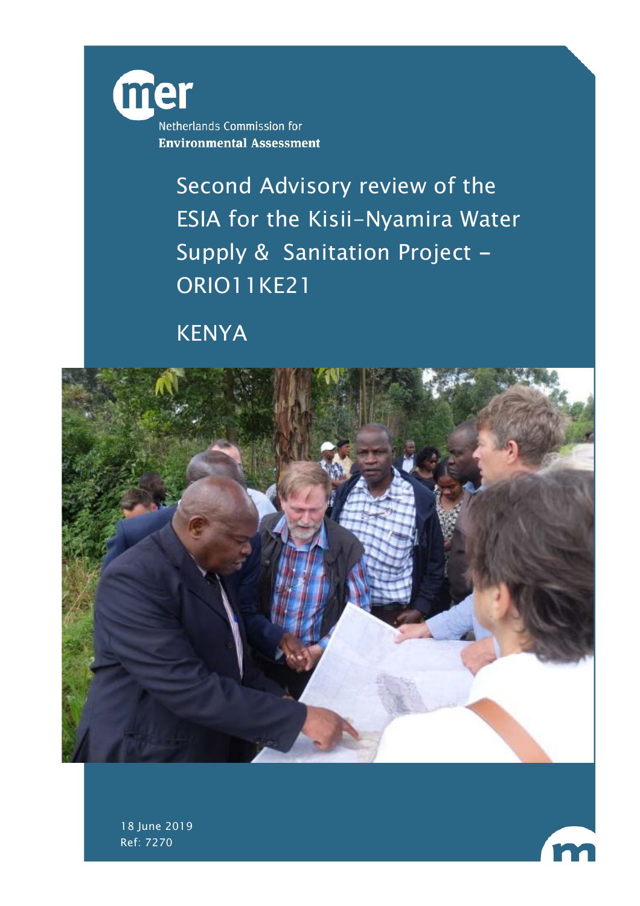Netherlands Commission for
**Environmental Assessment**

# Second Advisory review of the ESIA for the Kisii-Nyamira Water Supply & Sanitation Project - ORIO11KE21

## KENYA

18 June 2019
Ref: 7270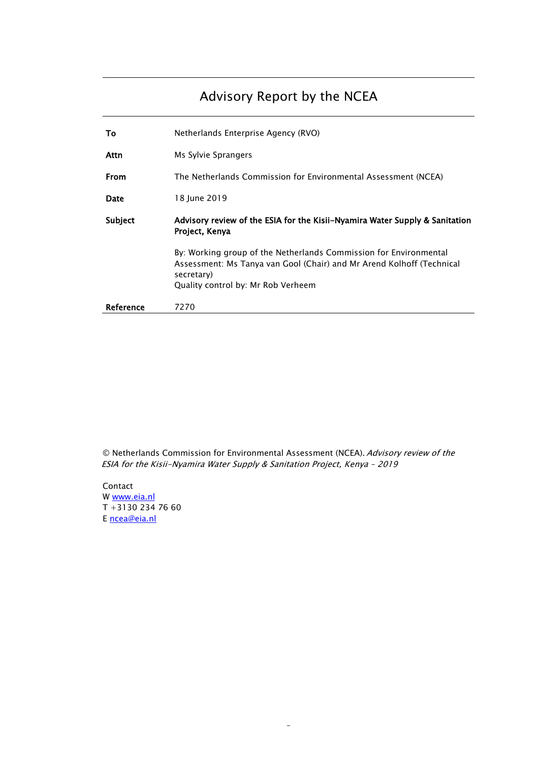# Advisory Report by the NCEA

| | |
|---|---|
| **To** | Netherlands Enterprise Agency (RVO) |
| **Attn** | Ms Sylvie Sprangers |
| **From** | The Netherlands Commission for Environmental Assessment (NCEA) |
| **Date** | 18 June 2019 |
| **Subject** | **Advisory review of the ESIA for the Kisii-Nyamira Water Supply & Sanitation Project, Kenya** |
| | By: Working group of the Netherlands Commission for Environmental Assessment: Ms Tanya van Gool (Chair) and Mr Arend Kolhoff (Technical secretary)<br>Quality control by: Mr Rob Verheem |
| **Reference** | 7270 |

© Netherlands Commission for Environmental Assessment (NCEA). *Advisory review of the ESIA for the Kisii-Nyamira Water Supply & Sanitation Project, Kenya – 2019*

Contact
W www.eia.nl
T +3130 234 76 60
E ncea@eia.nl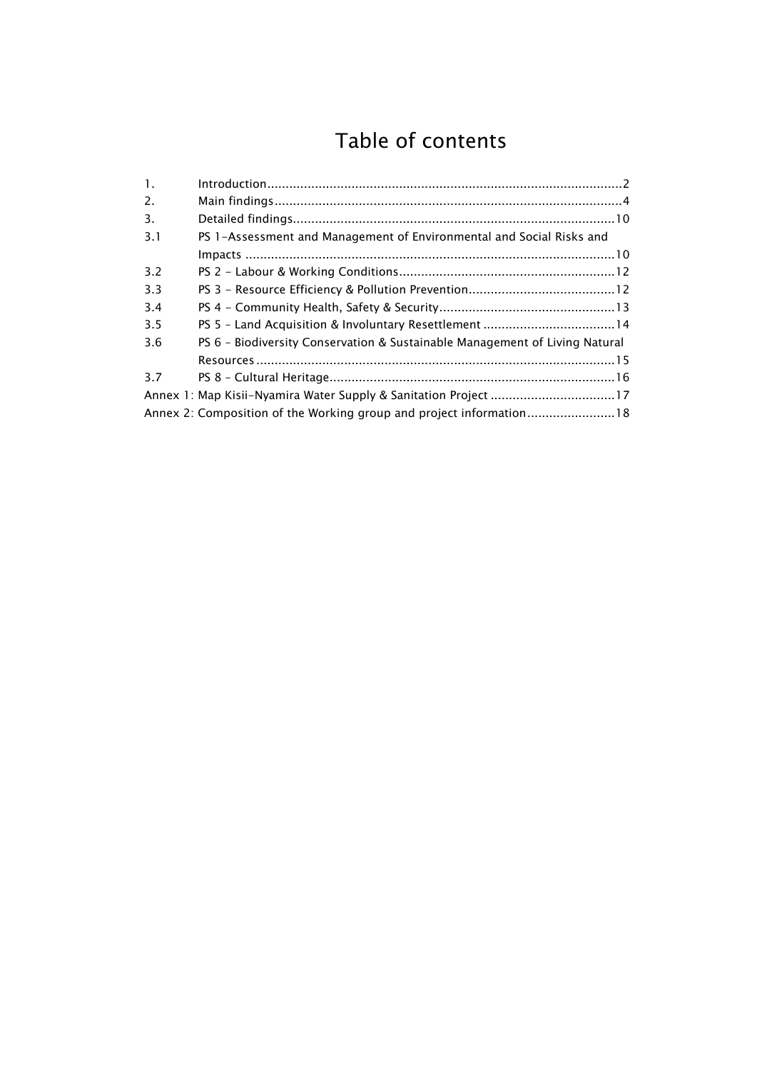# Table of contents

1. Introduction....................................................................................................2
2. Main findings..................................................................................................4
3. Detailed findings...........................................................................................10
3.1 PS 1-Assessment and Management of Environmental and Social Risks and Impacts ....................................................................................................10
3.2 PS 2 - Labour & Working Conditions...........................................................12
3.3 PS 3 - Resource Efficiency & Pollution Prevention........................................12
3.4 PS 4 - Community Health, Safety & Security................................................13
3.5 PS 5 – Land Acquisition & Involuntary Resettlement ....................................14
3.6 PS 6 – Biodiversity Conservation & Sustainable Management of Living Natural Resources .................................................................................................15
3.7 PS 8 – Cultural Heritage..............................................................................16

Annex 1: Map Kisii-Nyamira Water Supply & Sanitation Project ..................................17

Annex 2: Composition of the Working group and project information........................18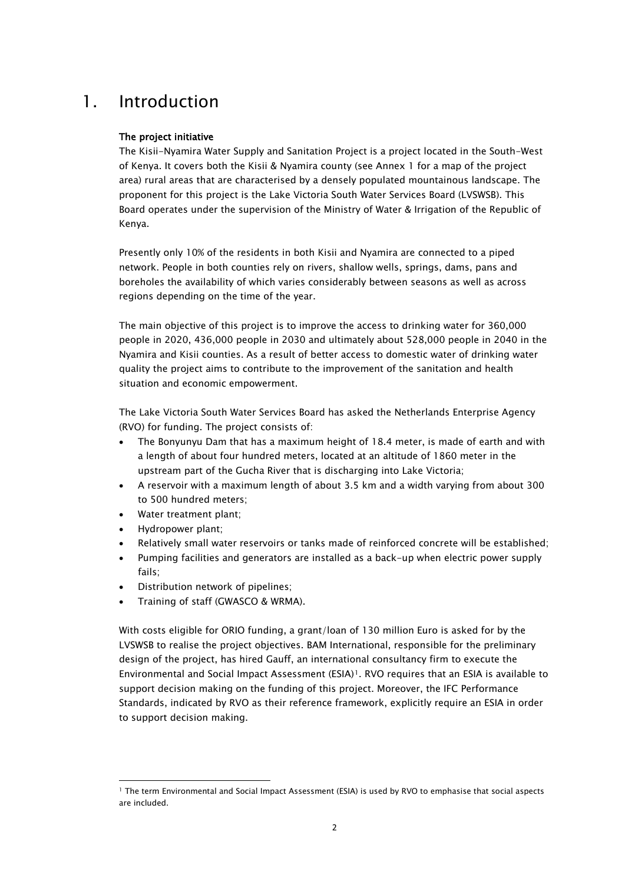# 1. Introduction

**The project initiative**

The Kisii-Nyamira Water Supply and Sanitation Project is a project located in the South-West of Kenya. It covers both the Kisii & Nyamira county (see Annex 1 for a map of the project area) rural areas that are characterised by a densely populated mountainous landscape. The proponent for this project is the Lake Victoria South Water Services Board (LVSWSB). This Board operates under the supervision of the Ministry of Water & Irrigation of the Republic of Kenya.

Presently only 10% of the residents in both Kisii and Nyamira are connected to a piped network. People in both counties rely on rivers, shallow wells, springs, dams, pans and boreholes the availability of which varies considerably between seasons as well as across regions depending on the time of the year.

The main objective of this project is to improve the access to drinking water for 360,000 people in 2020, 436,000 people in 2030 and ultimately about 528,000 people in 2040 in the Nyamira and Kisii counties. As a result of better access to domestic water of drinking water quality the project aims to contribute to the improvement of the sanitation and health situation and economic empowerment.

The Lake Victoria South Water Services Board has asked the Netherlands Enterprise Agency (RVO) for funding. The project consists of:

- The Bonyunyu Dam that has a maximum height of 18.4 meter, is made of earth and with a length of about four hundred meters, located at an altitude of 1860 meter in the upstream part of the Gucha River that is discharging into Lake Victoria;
- A reservoir with a maximum length of about 3.5 km and a width varying from about 300 to 500 hundred meters;
- Water treatment plant;
- Hydropower plant;
- Relatively small water reservoirs or tanks made of reinforced concrete will be established;
- Pumping facilities and generators are installed as a back-up when electric power supply fails;
- Distribution network of pipelines;
- Training of staff (GWASCO & WRMA).

With costs eligible for ORIO funding, a grant/loan of 130 million Euro is asked for by the LVSWSB to realise the project objectives. BAM International, responsible for the preliminary design of the project, has hired Gauff, an international consultancy firm to execute the Environmental and Social Impact Assessment (ESIA)[1]. RVO requires that an ESIA is available to support decision making on the funding of this project. Moreover, the IFC Performance Standards, indicated by RVO as their reference framework, explicitly require an ESIA in order to support decision making.

---

[1] The term Environmental and Social Impact Assessment (ESIA) is used by RVO to emphasise that social aspects are included.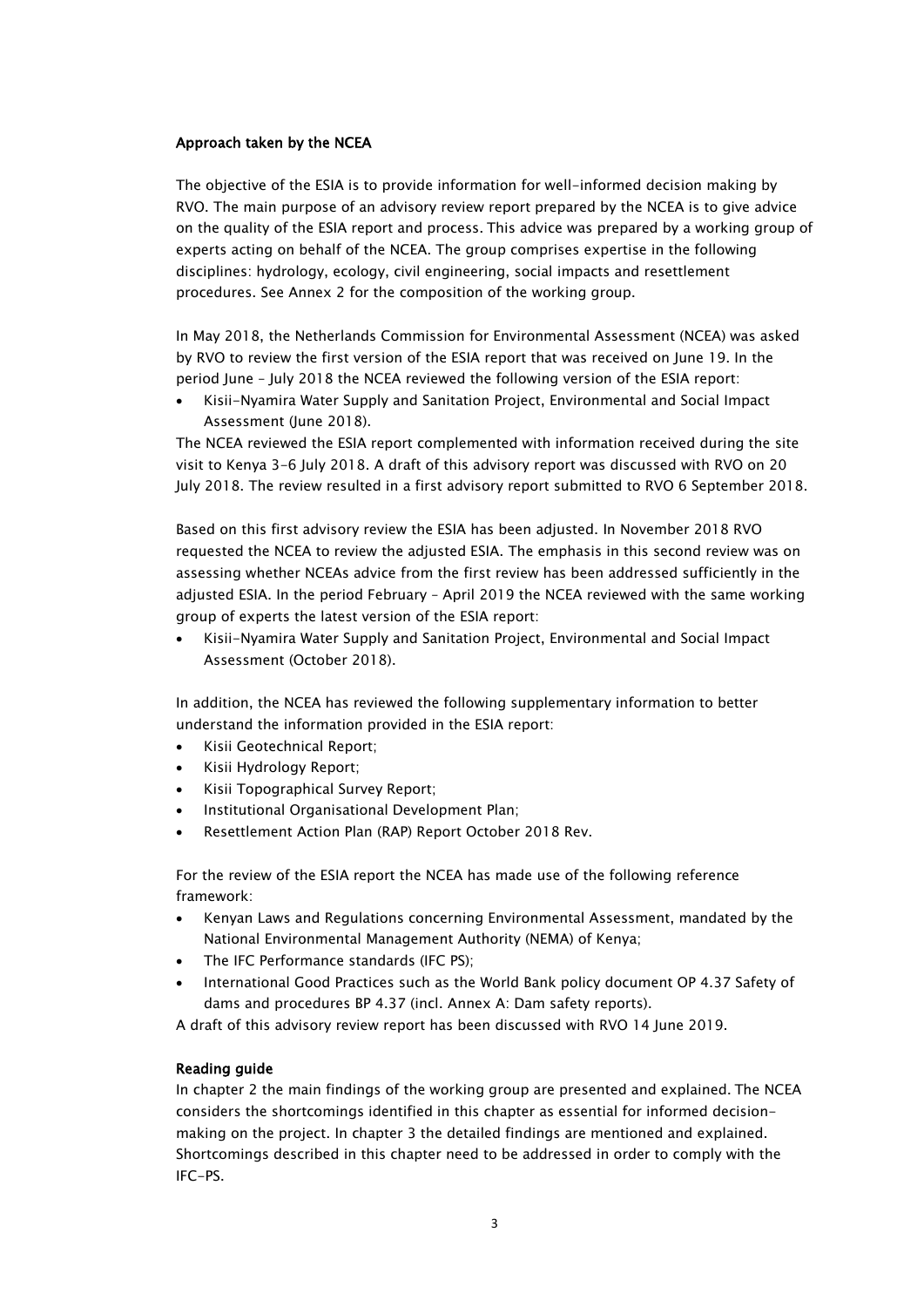### Approach taken by the NCEA

The objective of the ESIA is to provide information for well-informed decision making by RVO. The main purpose of an advisory review report prepared by the NCEA is to give advice on the quality of the ESIA report and process. This advice was prepared by a working group of experts acting on behalf of the NCEA. The group comprises expertise in the following disciplines: hydrology, ecology, civil engineering, social impacts and resettlement procedures. See Annex 2 for the composition of the working group.

In May 2018, the Netherlands Commission for Environmental Assessment (NCEA) was asked by RVO to review the first version of the ESIA report that was received on June 19. In the period June – July 2018 the NCEA reviewed the following version of the ESIA report:

- Kisii-Nyamira Water Supply and Sanitation Project, Environmental and Social Impact Assessment (June 2018).

The NCEA reviewed the ESIA report complemented with information received during the site visit to Kenya 3-6 July 2018. A draft of this advisory report was discussed with RVO on 20 July 2018. The review resulted in a first advisory report submitted to RVO 6 September 2018.

Based on this first advisory review the ESIA has been adjusted. In November 2018 RVO requested the NCEA to review the adjusted ESIA. The emphasis in this second review was on assessing whether NCEAs advice from the first review has been addressed sufficiently in the adjusted ESIA. In the period February – April 2019 the NCEA reviewed with the same working group of experts the latest version of the ESIA report:

- Kisii-Nyamira Water Supply and Sanitation Project, Environmental and Social Impact Assessment (October 2018).

In addition, the NCEA has reviewed the following supplementary information to better understand the information provided in the ESIA report:

- Kisii Geotechnical Report;
- Kisii Hydrology Report;
- Kisii Topographical Survey Report;
- Institutional Organisational Development Plan;
- Resettlement Action Plan (RAP) Report October 2018 Rev.

For the review of the ESIA report the NCEA has made use of the following reference framework:

- Kenyan Laws and Regulations concerning Environmental Assessment, mandated by the National Environmental Management Authority (NEMA) of Kenya;
- The IFC Performance standards (IFC PS);
- International Good Practices such as the World Bank policy document OP 4.37 Safety of dams and procedures BP 4.37 (incl. Annex A: Dam safety reports).

A draft of this advisory review report has been discussed with RVO 14 June 2019.

### Reading guide

In chapter 2 the main findings of the working group are presented and explained. The NCEA considers the shortcomings identified in this chapter as essential for informed decision-making on the project. In chapter 3 the detailed findings are mentioned and explained. Shortcomings described in this chapter need to be addressed in order to comply with the IFC-PS.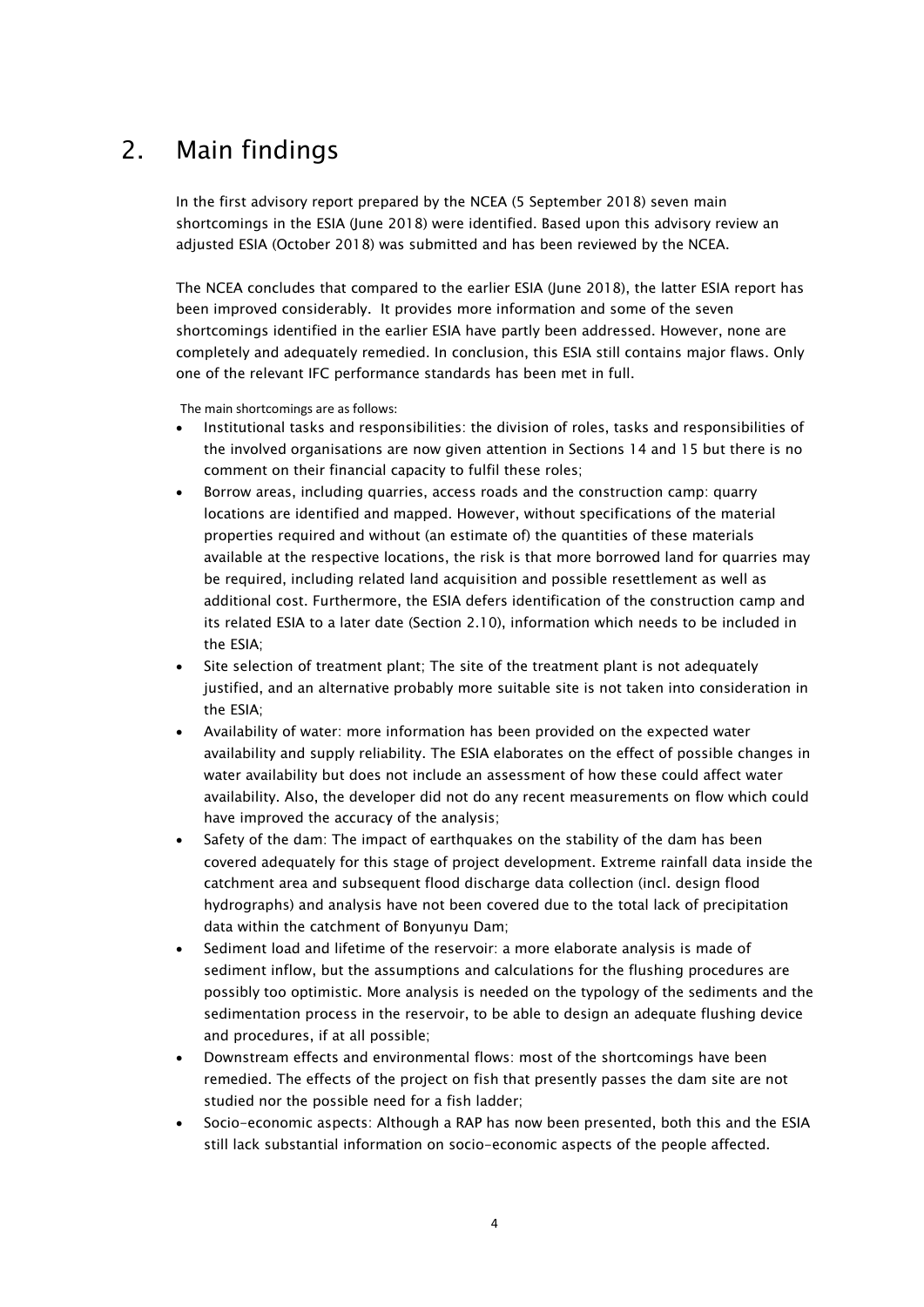## 2. Main findings

In the first advisory report prepared by the NCEA (5 September 2018) seven main shortcomings in the ESIA (June 2018) were identified. Based upon this advisory review an adjusted ESIA (October 2018) was submitted and has been reviewed by the NCEA.

The NCEA concludes that compared to the earlier ESIA (June 2018), the latter ESIA report has been improved considerably. It provides more information and some of the seven shortcomings identified in the earlier ESIA have partly been addressed. However, none are completely and adequately remedied. In conclusion, this ESIA still contains major flaws. Only one of the relevant IFC performance standards has been met in full.

The main shortcomings are as follows:

- Institutional tasks and responsibilities: the division of roles, tasks and responsibilities of the involved organisations are now given attention in Sections 14 and 15 but there is no comment on their financial capacity to fulfil these roles;
- Borrow areas, including quarries, access roads and the construction camp: quarry locations are identified and mapped. However, without specifications of the material properties required and without (an estimate of) the quantities of these materials available at the respective locations, the risk is that more borrowed land for quarries may be required, including related land acquisition and possible resettlement as well as additional cost. Furthermore, the ESIA defers identification of the construction camp and its related ESIA to a later date (Section 2.10), information which needs to be included in the ESIA;
- Site selection of treatment plant; The site of the treatment plant is not adequately justified, and an alternative probably more suitable site is not taken into consideration in the ESIA;
- Availability of water: more information has been provided on the expected water availability and supply reliability. The ESIA elaborates on the effect of possible changes in water availability but does not include an assessment of how these could affect water availability. Also, the developer did not do any recent measurements on flow which could have improved the accuracy of the analysis;
- Safety of the dam: The impact of earthquakes on the stability of the dam has been covered adequately for this stage of project development. Extreme rainfall data inside the catchment area and subsequent flood discharge data collection (incl. design flood hydrographs) and analysis have not been covered due to the total lack of precipitation data within the catchment of Bonyunyu Dam;
- Sediment load and lifetime of the reservoir: a more elaborate analysis is made of sediment inflow, but the assumptions and calculations for the flushing procedures are possibly too optimistic. More analysis is needed on the typology of the sediments and the sedimentation process in the reservoir, to be able to design an adequate flushing device and procedures, if at all possible;
- Downstream effects and environmental flows: most of the shortcomings have been remedied. The effects of the project on fish that presently passes the dam site are not studied nor the possible need for a fish ladder;
- Socio-economic aspects: Although a RAP has now been presented, both this and the ESIA still lack substantial information on socio-economic aspects of the people affected.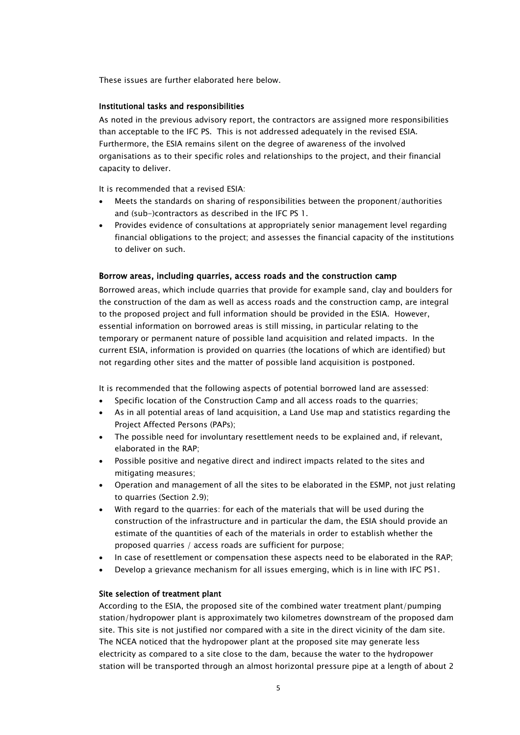These issues are further elaborated here below.

### Institutional tasks and responsibilities

As noted in the previous advisory report, the contractors are assigned more responsibilities than acceptable to the IFC PS. This is not addressed adequately in the revised ESIA. Furthermore, the ESIA remains silent on the degree of awareness of the involved organisations as to their specific roles and relationships to the project, and their financial capacity to deliver.

It is recommended that a revised ESIA:

- Meets the standards on sharing of responsibilities between the proponent/authorities and (sub-)contractors as described in the IFC PS 1.
- Provides evidence of consultations at appropriately senior management level regarding financial obligations to the project; and assesses the financial capacity of the institutions to deliver on such.

### Borrow areas, including quarries, access roads and the construction camp

Borrowed areas, which include quarries that provide for example sand, clay and boulders for the construction of the dam as well as access roads and the construction camp, are integral to the proposed project and full information should be provided in the ESIA. However, essential information on borrowed areas is still missing, in particular relating to the temporary or permanent nature of possible land acquisition and related impacts. In the current ESIA, information is provided on quarries (the locations of which are identified) but not regarding other sites and the matter of possible land acquisition is postponed.

It is recommended that the following aspects of potential borrowed land are assessed:

- Specific location of the Construction Camp and all access roads to the quarries;
- As in all potential areas of land acquisition, a Land Use map and statistics regarding the Project Affected Persons (PAPs);
- The possible need for involuntary resettlement needs to be explained and, if relevant, elaborated in the RAP;
- Possible positive and negative direct and indirect impacts related to the sites and mitigating measures;
- Operation and management of all the sites to be elaborated in the ESMP, not just relating to quarries (Section 2.9);
- With regard to the quarries: for each of the materials that will be used during the construction of the infrastructure and in particular the dam, the ESIA should provide an estimate of the quantities of each of the materials in order to establish whether the proposed quarries / access roads are sufficient for purpose;
- In case of resettlement or compensation these aspects need to be elaborated in the RAP;
- Develop a grievance mechanism for all issues emerging, which is in line with IFC PS1.

### Site selection of treatment plant

According to the ESIA, the proposed site of the combined water treatment plant/pumping station/hydropower plant is approximately two kilometres downstream of the proposed dam site. This site is not justified nor compared with a site in the direct vicinity of the dam site. The NCEA noticed that the hydropower plant at the proposed site may generate less electricity as compared to a site close to the dam, because the water to the hydropower station will be transported through an almost horizontal pressure pipe at a length of about 2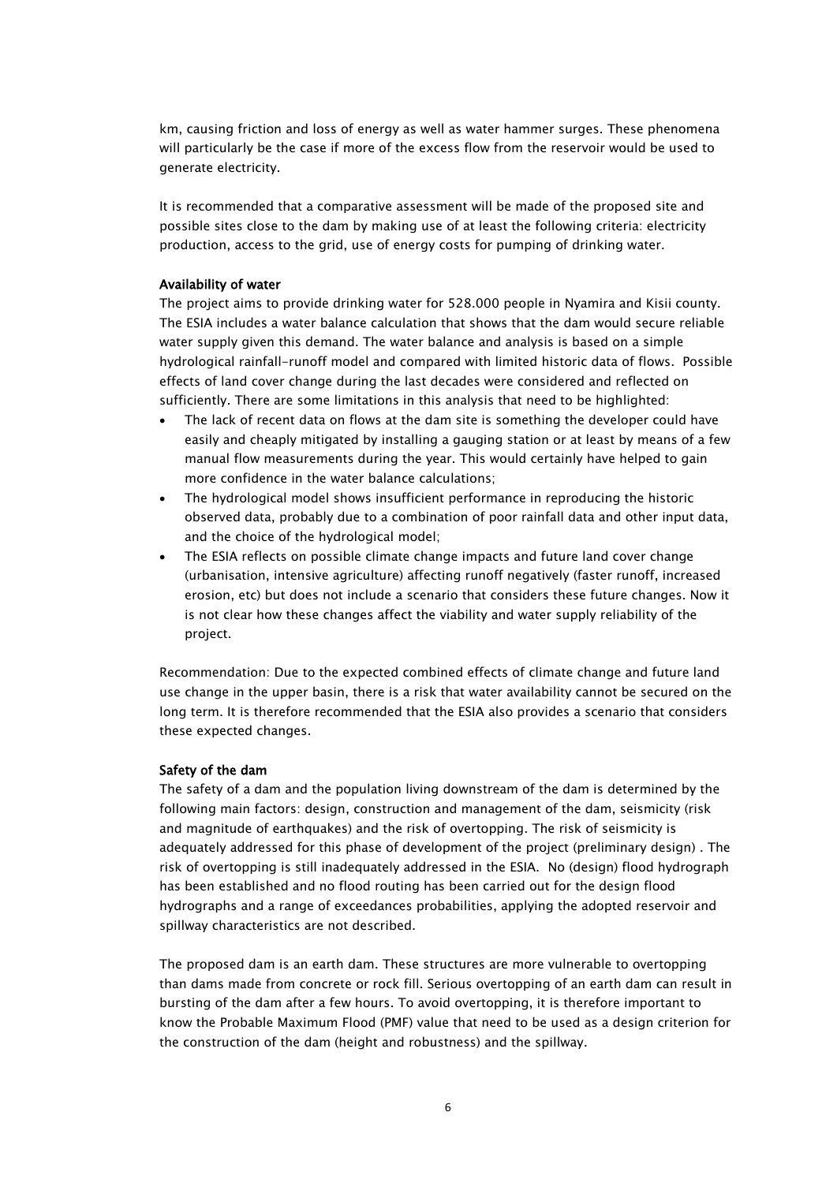km, causing friction and loss of energy as well as water hammer surges. These phenomena will particularly be the case if more of the excess flow from the reservoir would be used to generate electricity.

It is recommended that a comparative assessment will be made of the proposed site and possible sites close to the dam by making use of at least the following criteria: electricity production, access to the grid, use of energy costs for pumping of drinking water.

**Availability of water**

The project aims to provide drinking water for 528.000 people in Nyamira and Kisii county. The ESIA includes a water balance calculation that shows that the dam would secure reliable water supply given this demand. The water balance and analysis is based on a simple hydrological rainfall-runoff model and compared with limited historic data of flows. Possible effects of land cover change during the last decades were considered and reflected on sufficiently. There are some limitations in this analysis that need to be highlighted:

- The lack of recent data on flows at the dam site is something the developer could have easily and cheaply mitigated by installing a gauging station or at least by means of a few manual flow measurements during the year. This would certainly have helped to gain more confidence in the water balance calculations;
- The hydrological model shows insufficient performance in reproducing the historic observed data, probably due to a combination of poor rainfall data and other input data, and the choice of the hydrological model;
- The ESIA reflects on possible climate change impacts and future land cover change (urbanisation, intensive agriculture) affecting runoff negatively (faster runoff, increased erosion, etc) but does not include a scenario that considers these future changes. Now it is not clear how these changes affect the viability and water supply reliability of the project.

Recommendation: Due to the expected combined effects of climate change and future land use change in the upper basin, there is a risk that water availability cannot be secured on the long term. It is therefore recommended that the ESIA also provides a scenario that considers these expected changes.

**Safety of the dam**

The safety of a dam and the population living downstream of the dam is determined by the following main factors: design, construction and management of the dam, seismicity (risk and magnitude of earthquakes) and the risk of overtopping. The risk of seismicity is adequately addressed for this phase of development of the project (preliminary design) . The risk of overtopping is still inadequately addressed in the ESIA. No (design) flood hydrograph has been established and no flood routing has been carried out for the design flood hydrographs and a range of exceedances probabilities, applying the adopted reservoir and spillway characteristics are not described.

The proposed dam is an earth dam. These structures are more vulnerable to overtopping than dams made from concrete or rock fill. Serious overtopping of an earth dam can result in bursting of the dam after a few hours. To avoid overtopping, it is therefore important to know the Probable Maximum Flood (PMF) value that need to be used as a design criterion for the construction of the dam (height and robustness) and the spillway.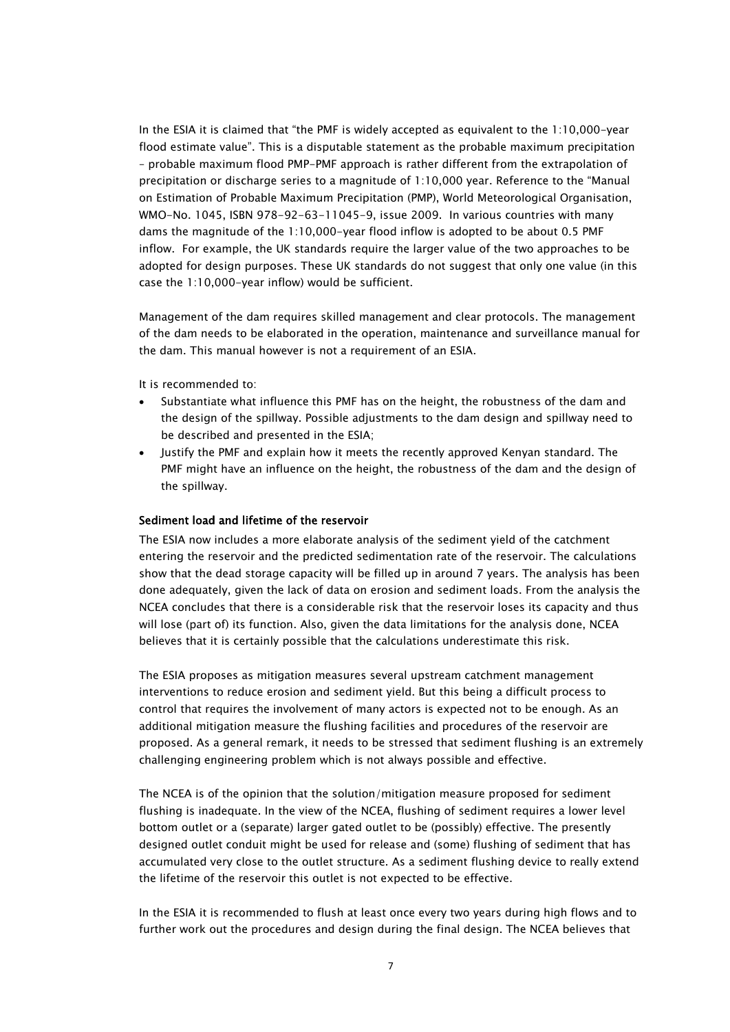In the ESIA it is claimed that "the PMF is widely accepted as equivalent to the 1:10,000-year flood estimate value". This is a disputable statement as the probable maximum precipitation – probable maximum flood PMP-PMF approach is rather different from the extrapolation of precipitation or discharge series to a magnitude of 1:10,000 year. Reference to the "Manual on Estimation of Probable Maximum Precipitation (PMP), World Meteorological Organisation, WMO-No. 1045, ISBN 978-92-63-11045-9, issue 2009. In various countries with many dams the magnitude of the 1:10,000-year flood inflow is adopted to be about 0.5 PMF inflow. For example, the UK standards require the larger value of the two approaches to be adopted for design purposes. These UK standards do not suggest that only one value (in this case the 1:10,000-year inflow) would be sufficient.

Management of the dam requires skilled management and clear protocols. The management of the dam needs to be elaborated in the operation, maintenance and surveillance manual for the dam. This manual however is not a requirement of an ESIA.

It is recommended to:

- Substantiate what influence this PMF has on the height, the robustness of the dam and the design of the spillway. Possible adjustments to the dam design and spillway need to be described and presented in the ESIA;
- Justify the PMF and explain how it meets the recently approved Kenyan standard. The PMF might have an influence on the height, the robustness of the dam and the design of the spillway.

**Sediment load and lifetime of the reservoir**

The ESIA now includes a more elaborate analysis of the sediment yield of the catchment entering the reservoir and the predicted sedimentation rate of the reservoir. The calculations show that the dead storage capacity will be filled up in around 7 years. The analysis has been done adequately, given the lack of data on erosion and sediment loads. From the analysis the NCEA concludes that there is a considerable risk that the reservoir loses its capacity and thus will lose (part of) its function. Also, given the data limitations for the analysis done, NCEA believes that it is certainly possible that the calculations underestimate this risk.

The ESIA proposes as mitigation measures several upstream catchment management interventions to reduce erosion and sediment yield. But this being a difficult process to control that requires the involvement of many actors is expected not to be enough. As an additional mitigation measure the flushing facilities and procedures of the reservoir are proposed. As a general remark, it needs to be stressed that sediment flushing is an extremely challenging engineering problem which is not always possible and effective.

The NCEA is of the opinion that the solution/mitigation measure proposed for sediment flushing is inadequate. In the view of the NCEA, flushing of sediment requires a lower level bottom outlet or a (separate) larger gated outlet to be (possibly) effective. The presently designed outlet conduit might be used for release and (some) flushing of sediment that has accumulated very close to the outlet structure. As a sediment flushing device to really extend the lifetime of the reservoir this outlet is not expected to be effective.

In the ESIA it is recommended to flush at least once every two years during high flows and to further work out the procedures and design during the final design. The NCEA believes that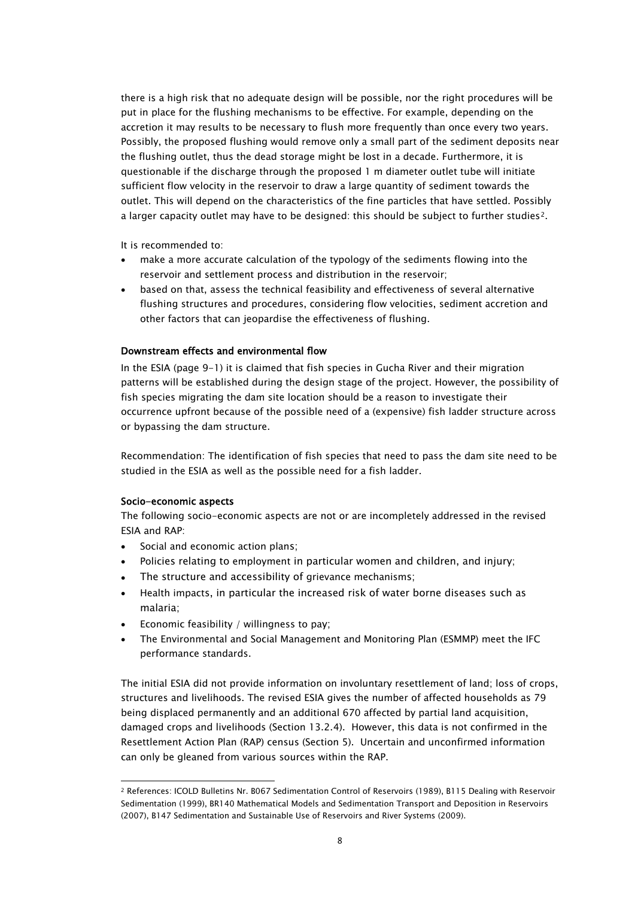there is a high risk that no adequate design will be possible, nor the right procedures will be put in place for the flushing mechanisms to be effective. For example, depending on the accretion it may results to be necessary to flush more frequently than once every two years. Possibly, the proposed flushing would remove only a small part of the sediment deposits near the flushing outlet, thus the dead storage might be lost in a decade. Furthermore, it is questionable if the discharge through the proposed 1 m diameter outlet tube will initiate sufficient flow velocity in the reservoir to draw a large quantity of sediment towards the outlet. This will depend on the characteristics of the fine particles that have settled. Possibly a larger capacity outlet may have to be designed: this should be subject to further studies[2].

It is recommended to:

- make a more accurate calculation of the typology of the sediments flowing into the reservoir and settlement process and distribution in the reservoir;
- based on that, assess the technical feasibility and effectiveness of several alternative flushing structures and procedures, considering flow velocities, sediment accretion and other factors that can jeopardise the effectiveness of flushing.

**Downstream effects and environmental flow**

In the ESIA (page 9-1) it is claimed that fish species in Gucha River and their migration patterns will be established during the design stage of the project. However, the possibility of fish species migrating the dam site location should be a reason to investigate their occurrence upfront because of the possible need of a (expensive) fish ladder structure across or bypassing the dam structure.

Recommendation: The identification of fish species that need to pass the dam site need to be studied in the ESIA as well as the possible need for a fish ladder.

**Socio-economic aspects**

The following socio-economic aspects are not or are incompletely addressed in the revised ESIA and RAP:

- Social and economic action plans;
- Policies relating to employment in particular women and children, and injury;
- The structure and accessibility of grievance mechanisms;
- Health impacts, in particular the increased risk of water borne diseases such as malaria;
- Economic feasibility / willingness to pay;
- The Environmental and Social Management and Monitoring Plan (ESMMP) meet the IFC performance standards.

The initial ESIA did not provide information on involuntary resettlement of land; loss of crops, structures and livelihoods. The revised ESIA gives the number of affected households as 79 being displaced permanently and an additional 670 affected by partial land acquisition, damaged crops and livelihoods (Section 13.2.4). However, this data is not confirmed in the Resettlement Action Plan (RAP) census (Section 5). Uncertain and unconfirmed information can only be gleaned from various sources within the RAP.

[2] References: ICOLD Bulletins Nr. B067 Sedimentation Control of Reservoirs (1989), B115 Dealing with Reservoir Sedimentation (1999), BR140 Mathematical Models and Sedimentation Transport and Deposition in Reservoirs (2007), B147 Sedimentation and Sustainable Use of Reservoirs and River Systems (2009).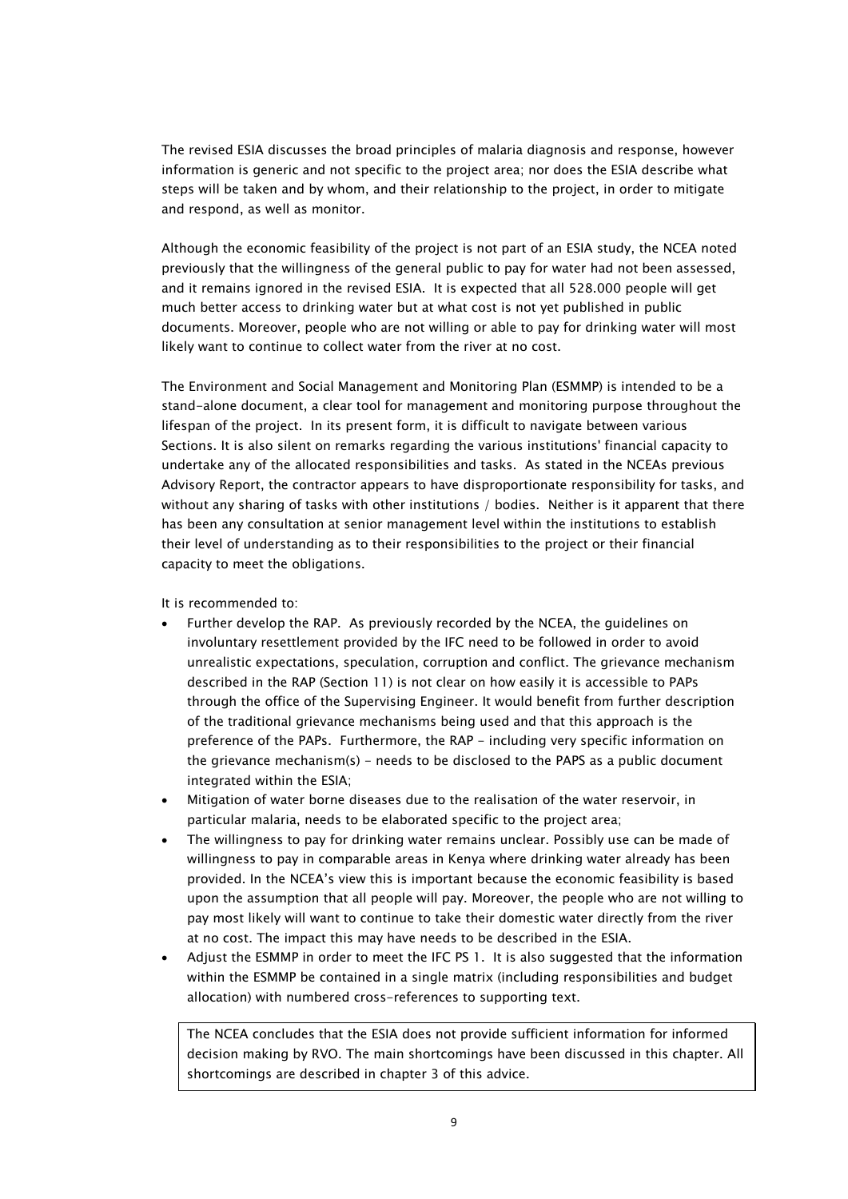The revised ESIA discusses the broad principles of malaria diagnosis and response, however information is generic and not specific to the project area; nor does the ESIA describe what steps will be taken and by whom, and their relationship to the project, in order to mitigate and respond, as well as monitor.

Although the economic feasibility of the project is not part of an ESIA study, the NCEA noted previously that the willingness of the general public to pay for water had not been assessed, and it remains ignored in the revised ESIA. It is expected that all 528.000 people will get much better access to drinking water but at what cost is not yet published in public documents. Moreover, people who are not willing or able to pay for drinking water will most likely want to continue to collect water from the river at no cost.

The Environment and Social Management and Monitoring Plan (ESMMP) is intended to be a stand-alone document, a clear tool for management and monitoring purpose throughout the lifespan of the project. In its present form, it is difficult to navigate between various Sections. It is also silent on remarks regarding the various institutions' financial capacity to undertake any of the allocated responsibilities and tasks. As stated in the NCEAs previous Advisory Report, the contractor appears to have disproportionate responsibility for tasks, and without any sharing of tasks with other institutions / bodies. Neither is it apparent that there has been any consultation at senior management level within the institutions to establish their level of understanding as to their responsibilities to the project or their financial capacity to meet the obligations.

It is recommended to:

- Further develop the RAP. As previously recorded by the NCEA, the guidelines on involuntary resettlement provided by the IFC need to be followed in order to avoid unrealistic expectations, speculation, corruption and conflict. The grievance mechanism described in the RAP (Section 11) is not clear on how easily it is accessible to PAPs through the office of the Supervising Engineer. It would benefit from further description of the traditional grievance mechanisms being used and that this approach is the preference of the PAPs. Furthermore, the RAP - including very specific information on the grievance mechanism(s) - needs to be disclosed to the PAPS as a public document integrated within the ESIA;
- Mitigation of water borne diseases due to the realisation of the water reservoir, in particular malaria, needs to be elaborated specific to the project area;
- The willingness to pay for drinking water remains unclear. Possibly use can be made of willingness to pay in comparable areas in Kenya where drinking water already has been provided. In the NCEA's view this is important because the economic feasibility is based upon the assumption that all people will pay. Moreover, the people who are not willing to pay most likely will want to continue to take their domestic water directly from the river at no cost. The impact this may have needs to be described in the ESIA.
- Adjust the ESMMP in order to meet the IFC PS 1. It is also suggested that the information within the ESMMP be contained in a single matrix (including responsibilities and budget allocation) with numbered cross-references to supporting text.

The NCEA concludes that the ESIA does not provide sufficient information for informed decision making by RVO. The main shortcomings have been discussed in this chapter. All shortcomings are described in chapter 3 of this advice.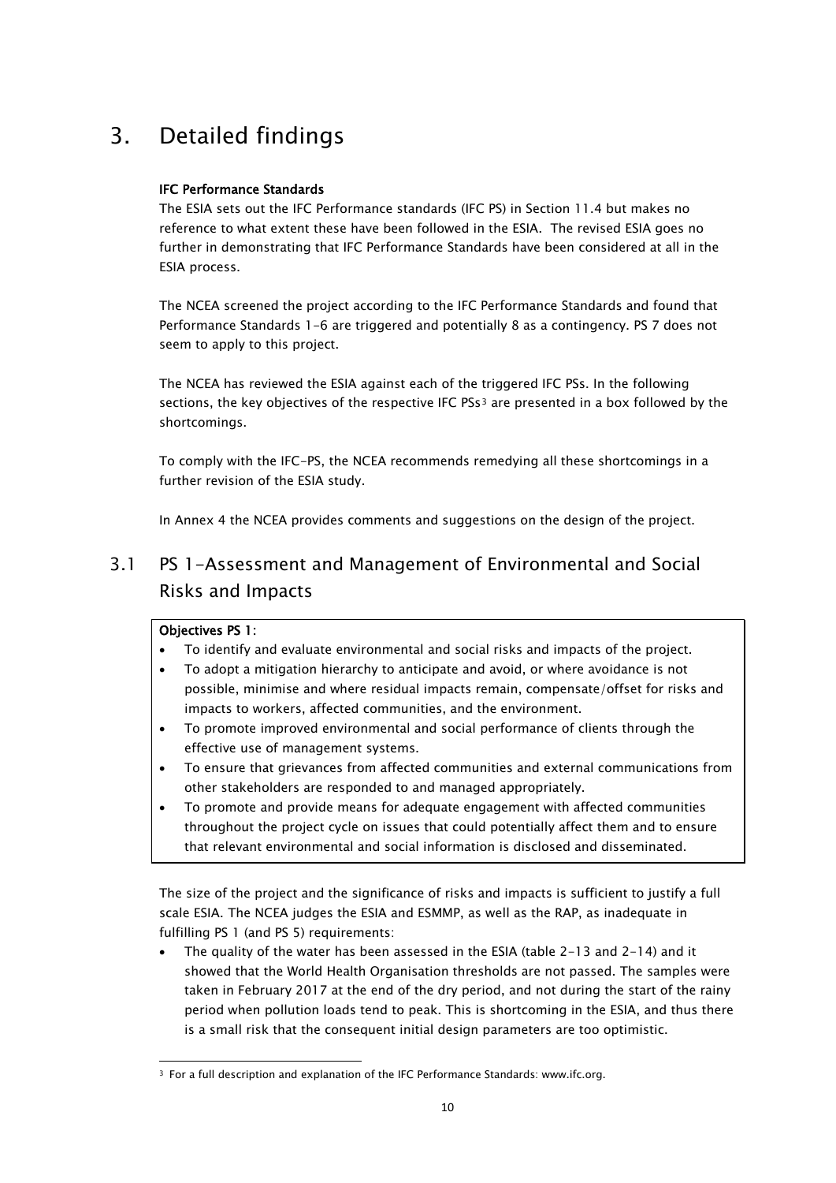# 3. Detailed findings

**IFC Performance Standards**

The ESIA sets out the IFC Performance standards (IFC PS) in Section 11.4 but makes no reference to what extent these have been followed in the ESIA. The revised ESIA goes no further in demonstrating that IFC Performance Standards have been considered at all in the ESIA process.

The NCEA screened the project according to the IFC Performance Standards and found that Performance Standards 1-6 are triggered and potentially 8 as a contingency. PS 7 does not seem to apply to this project.

The NCEA has reviewed the ESIA against each of the triggered IFC PSs. In the following sections, the key objectives of the respective IFC PSs[3] are presented in a box followed by the shortcomings.

To comply with the IFC-PS, the NCEA recommends remedying all these shortcomings in a further revision of the ESIA study.

In Annex 4 the NCEA provides comments and suggestions on the design of the project.

## 3.1 PS 1-Assessment and Management of Environmental and Social Risks and Impacts

**Objectives PS 1:**

- To identify and evaluate environmental and social risks and impacts of the project.
- To adopt a mitigation hierarchy to anticipate and avoid, or where avoidance is not possible, minimise and where residual impacts remain, compensate/offset for risks and impacts to workers, affected communities, and the environment.
- To promote improved environmental and social performance of clients through the effective use of management systems.
- To ensure that grievances from affected communities and external communications from other stakeholders are responded to and managed appropriately.
- To promote and provide means for adequate engagement with affected communities throughout the project cycle on issues that could potentially affect them and to ensure that relevant environmental and social information is disclosed and disseminated.

The size of the project and the significance of risks and impacts is sufficient to justify a full scale ESIA. The NCEA judges the ESIA and ESMMP, as well as the RAP, as inadequate in fulfilling PS 1 (and PS 5) requirements:

- The quality of the water has been assessed in the ESIA (table 2-13 and 2-14) and it showed that the World Health Organisation thresholds are not passed. The samples were taken in February 2017 at the end of the dry period, and not during the start of the rainy period when pollution loads tend to peak. This is shortcoming in the ESIA, and thus there is a small risk that the consequent initial design parameters are too optimistic.

[3] For a full description and explanation of the IFC Performance Standards: www.ifc.org.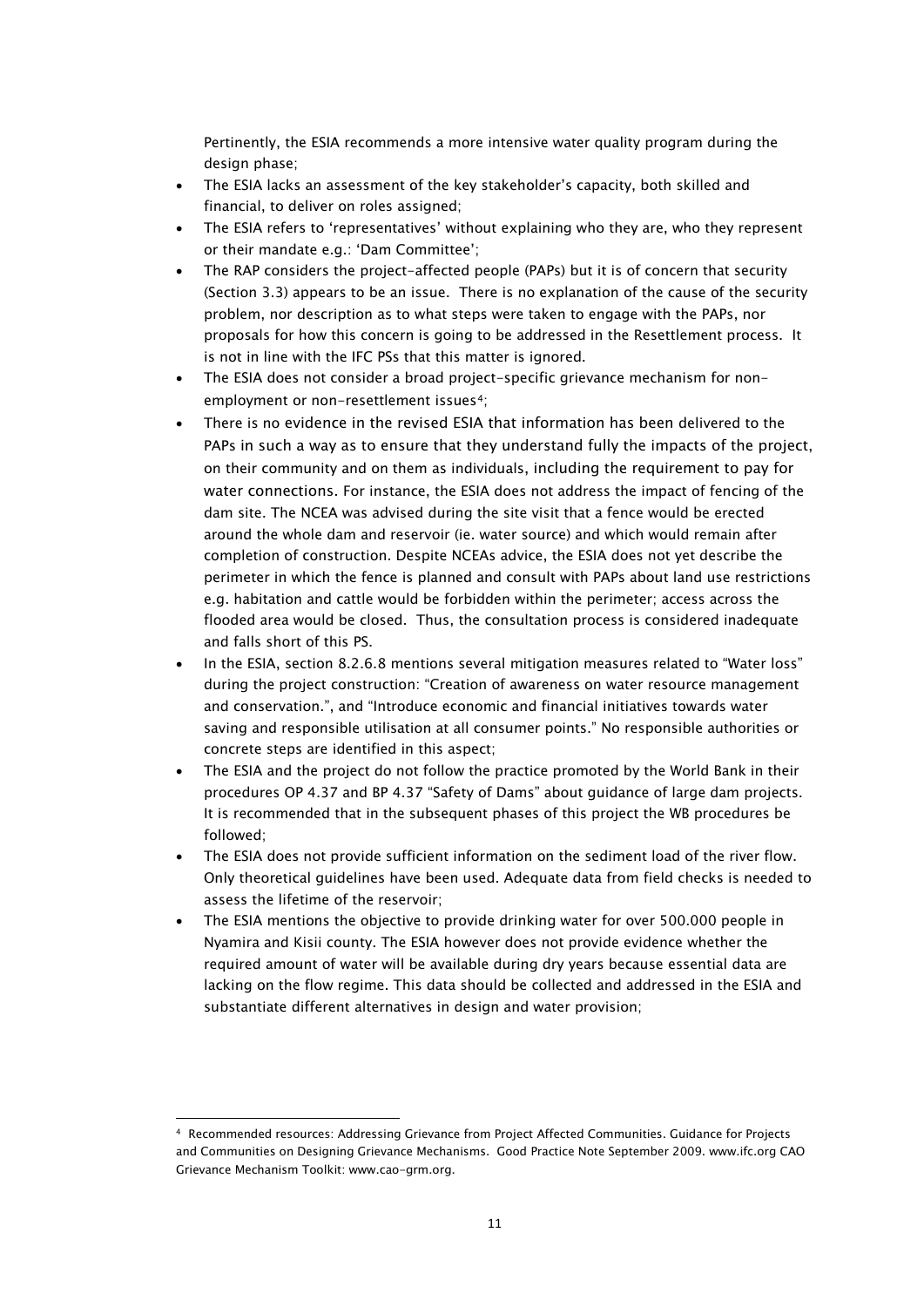Pertinently, the ESIA recommends a more intensive water quality program during the design phase;

- The ESIA lacks an assessment of the key stakeholder's capacity, both skilled and financial, to deliver on roles assigned;
- The ESIA refers to 'representatives' without explaining who they are, who they represent or their mandate e.g.: 'Dam Committee';
- The RAP considers the project-affected people (PAPs) but it is of concern that security (Section 3.3) appears to be an issue. There is no explanation of the cause of the security problem, nor description as to what steps were taken to engage with the PAPs, nor proposals for how this concern is going to be addressed in the Resettlement process. It is not in line with the IFC PSs that this matter is ignored.
- The ESIA does not consider a broad project-specific grievance mechanism for non-employment or non-resettlement issues[4];
- There is no evidence in the revised ESIA that information has been delivered to the PAPs in such a way as to ensure that they understand fully the impacts of the project, on their community and on them as individuals, including the requirement to pay for water connections. For instance, the ESIA does not address the impact of fencing of the dam site. The NCEA was advised during the site visit that a fence would be erected around the whole dam and reservoir (ie. water source) and which would remain after completion of construction. Despite NCEAs advice, the ESIA does not yet describe the perimeter in which the fence is planned and consult with PAPs about land use restrictions e.g. habitation and cattle would be forbidden within the perimeter; access across the flooded area would be closed. Thus, the consultation process is considered inadequate and falls short of this PS.
- In the ESIA, section 8.2.6.8 mentions several mitigation measures related to "Water loss" during the project construction: "Creation of awareness on water resource management and conservation.", and "Introduce economic and financial initiatives towards water saving and responsible utilisation at all consumer points." No responsible authorities or concrete steps are identified in this aspect;
- The ESIA and the project do not follow the practice promoted by the World Bank in their procedures OP 4.37 and BP 4.37 "Safety of Dams" about guidance of large dam projects. It is recommended that in the subsequent phases of this project the WB procedures be followed;
- The ESIA does not provide sufficient information on the sediment load of the river flow. Only theoretical guidelines have been used. Adequate data from field checks is needed to assess the lifetime of the reservoir;
- The ESIA mentions the objective to provide drinking water for over 500.000 people in Nyamira and Kisii county. The ESIA however does not provide evidence whether the required amount of water will be available during dry years because essential data are lacking on the flow regime. This data should be collected and addressed in the ESIA and substantiate different alternatives in design and water provision;

---

[4] Recommended resources: Addressing Grievance from Project Affected Communities. Guidance for Projects and Communities on Designing Grievance Mechanisms. Good Practice Note September 2009. www.ifc.org CAO Grievance Mechanism Toolkit: www.cao-grm.org.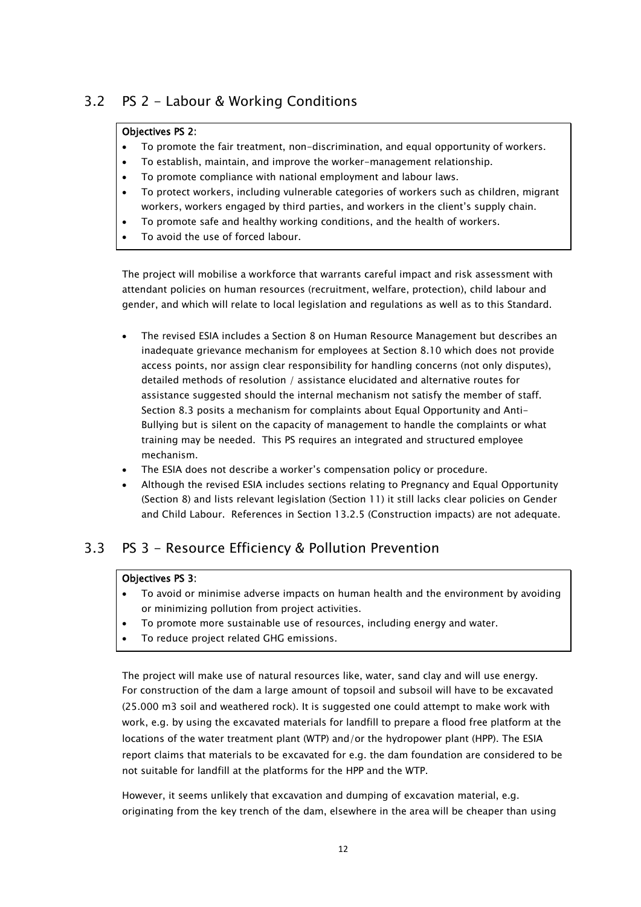## 3.2 PS 2 - Labour & Working Conditions

**Objectives PS 2:**

- To promote the fair treatment, non-discrimination, and equal opportunity of workers.
- To establish, maintain, and improve the worker-management relationship.
- To promote compliance with national employment and labour laws.
- To protect workers, including vulnerable categories of workers such as children, migrant workers, workers engaged by third parties, and workers in the client's supply chain.
- To promote safe and healthy working conditions, and the health of workers.
- To avoid the use of forced labour.

The project will mobilise a workforce that warrants careful impact and risk assessment with attendant policies on human resources (recruitment, welfare, protection), child labour and gender, and which will relate to local legislation and regulations as well as to this Standard.

- The revised ESIA includes a Section 8 on Human Resource Management but describes an inadequate grievance mechanism for employees at Section 8.10 which does not provide access points, nor assign clear responsibility for handling concerns (not only disputes), detailed methods of resolution / assistance elucidated and alternative routes for assistance suggested should the internal mechanism not satisfy the member of staff. Section 8.3 posits a mechanism for complaints about Equal Opportunity and Anti-Bullying but is silent on the capacity of management to handle the complaints or what training may be needed. This PS requires an integrated and structured employee mechanism.
- The ESIA does not describe a worker's compensation policy or procedure.
- Although the revised ESIA includes sections relating to Pregnancy and Equal Opportunity (Section 8) and lists relevant legislation (Section 11) it still lacks clear policies on Gender and Child Labour. References in Section 13.2.5 (Construction impacts) are not adequate.

## 3.3 PS 3 - Resource Efficiency & Pollution Prevention

**Objectives PS 3:**

- To avoid or minimise adverse impacts on human health and the environment by avoiding or minimizing pollution from project activities.
- To promote more sustainable use of resources, including energy and water.
- To reduce project related GHG emissions.

The project will make use of natural resources like, water, sand clay and will use energy. For construction of the dam a large amount of topsoil and subsoil will have to be excavated (25.000 m3 soil and weathered rock). It is suggested one could attempt to make work with work, e.g. by using the excavated materials for landfill to prepare a flood free platform at the locations of the water treatment plant (WTP) and/or the hydropower plant (HPP). The ESIA report claims that materials to be excavated for e.g. the dam foundation are considered to be not suitable for landfill at the platforms for the HPP and the WTP.

However, it seems unlikely that excavation and dumping of excavation material, e.g. originating from the key trench of the dam, elsewhere in the area will be cheaper than using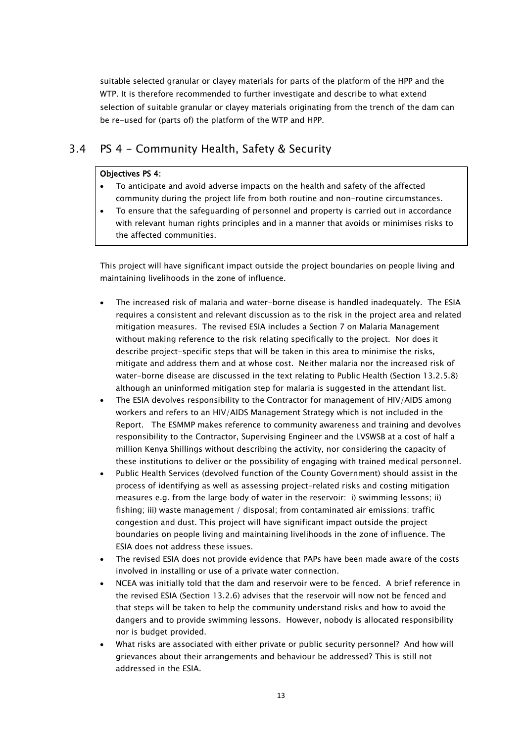suitable selected granular or clayey materials for parts of the platform of the HPP and the WTP. It is therefore recommended to further investigate and describe to what extend selection of suitable granular or clayey materials originating from the trench of the dam can be re-used for (parts of) the platform of the WTP and HPP.

## 3.4 PS 4 - Community Health, Safety & Security

> **Objectives PS 4:**
>
> - To anticipate and avoid adverse impacts on the health and safety of the affected community during the project life from both routine and non-routine circumstances.
> - To ensure that the safeguarding of personnel and property is carried out in accordance with relevant human rights principles and in a manner that avoids or minimises risks to the affected communities.

This project will have significant impact outside the project boundaries on people living and maintaining livelihoods in the zone of influence.

- The increased risk of malaria and water-borne disease is handled inadequately. The ESIA requires a consistent and relevant discussion as to the risk in the project area and related mitigation measures. The revised ESIA includes a Section 7 on Malaria Management without making reference to the risk relating specifically to the project. Nor does it describe project-specific steps that will be taken in this area to minimise the risks, mitigate and address them and at whose cost. Neither malaria nor the increased risk of water-borne disease are discussed in the text relating to Public Health (Section 13.2.5.8) although an uninformed mitigation step for malaria is suggested in the attendant list.
- The ESIA devolves responsibility to the Contractor for management of HIV/AIDS among workers and refers to an HIV/AIDS Management Strategy which is not included in the Report. The ESMMP makes reference to community awareness and training and devolves responsibility to the Contractor, Supervising Engineer and the LVSWSB at a cost of half a million Kenya Shillings without describing the activity, nor considering the capacity of these institutions to deliver or the possibility of engaging with trained medical personnel.
- Public Health Services (devolved function of the County Government) should assist in the process of identifying as well as assessing project-related risks and costing mitigation measures e.g. from the large body of water in the reservoir: i) swimming lessons; ii) fishing; iii) waste management / disposal; from contaminated air emissions; traffic congestion and dust. This project will have significant impact outside the project boundaries on people living and maintaining livelihoods in the zone of influence. The ESIA does not address these issues.
- The revised ESIA does not provide evidence that PAPs have been made aware of the costs involved in installing or use of a private water connection.
- NCEA was initially told that the dam and reservoir were to be fenced. A brief reference in the revised ESIA (Section 13.2.6) advises that the reservoir will now not be fenced and that steps will be taken to help the community understand risks and how to avoid the dangers and to provide swimming lessons. However, nobody is allocated responsibility nor is budget provided.
- What risks are associated with either private or public security personnel? And how will grievances about their arrangements and behaviour be addressed? This is still not addressed in the ESIA.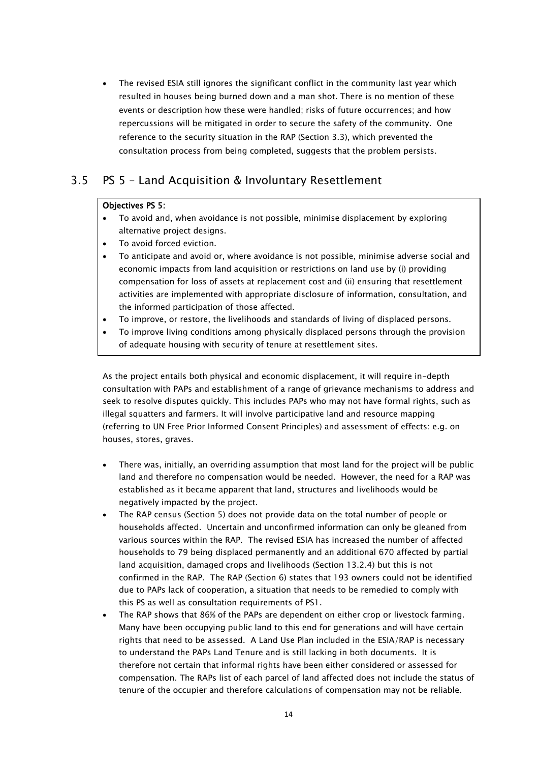- The revised ESIA still ignores the significant conflict in the community last year which resulted in houses being burned down and a man shot. There is no mention of these events or description how these were handled; risks of future occurrences; and how repercussions will be mitigated in order to secure the safety of the community. One reference to the security situation in the RAP (Section 3.3), which prevented the consultation process from being completed, suggests that the problem persists.

## 3.5 PS 5 – Land Acquisition & Involuntary Resettlement

**Objectives PS 5:**

- To avoid and, when avoidance is not possible, minimise displacement by exploring alternative project designs.
- To avoid forced eviction.
- To anticipate and avoid or, where avoidance is not possible, minimise adverse social and economic impacts from land acquisition or restrictions on land use by (i) providing compensation for loss of assets at replacement cost and (ii) ensuring that resettlement activities are implemented with appropriate disclosure of information, consultation, and the informed participation of those affected.
- To improve, or restore, the livelihoods and standards of living of displaced persons.
- To improve living conditions among physically displaced persons through the provision of adequate housing with security of tenure at resettlement sites.

As the project entails both physical and economic displacement, it will require in-depth consultation with PAPs and establishment of a range of grievance mechanisms to address and seek to resolve disputes quickly. This includes PAPs who may not have formal rights, such as illegal squatters and farmers. It will involve participative land and resource mapping (referring to UN Free Prior Informed Consent Principles) and assessment of effects: e.g. on houses, stores, graves.

- There was, initially, an overriding assumption that most land for the project will be public land and therefore no compensation would be needed. However, the need for a RAP was established as it became apparent that land, structures and livelihoods would be negatively impacted by the project.
- The RAP census (Section 5) does not provide data on the total number of people or households affected. Uncertain and unconfirmed information can only be gleaned from various sources within the RAP. The revised ESIA has increased the number of affected households to 79 being displaced permanently and an additional 670 affected by partial land acquisition, damaged crops and livelihoods (Section 13.2.4) but this is not confirmed in the RAP. The RAP (Section 6) states that 193 owners could not be identified due to PAPs lack of cooperation, a situation that needs to be remedied to comply with this PS as well as consultation requirements of PS1.
- The RAP shows that 86% of the PAPs are dependent on either crop or livestock farming. Many have been occupying public land to this end for generations and will have certain rights that need to be assessed. A Land Use Plan included in the ESIA/RAP is necessary to understand the PAPs Land Tenure and is still lacking in both documents. It is therefore not certain that informal rights have been either considered or assessed for compensation. The RAPs list of each parcel of land affected does not include the status of tenure of the occupier and therefore calculations of compensation may not be reliable.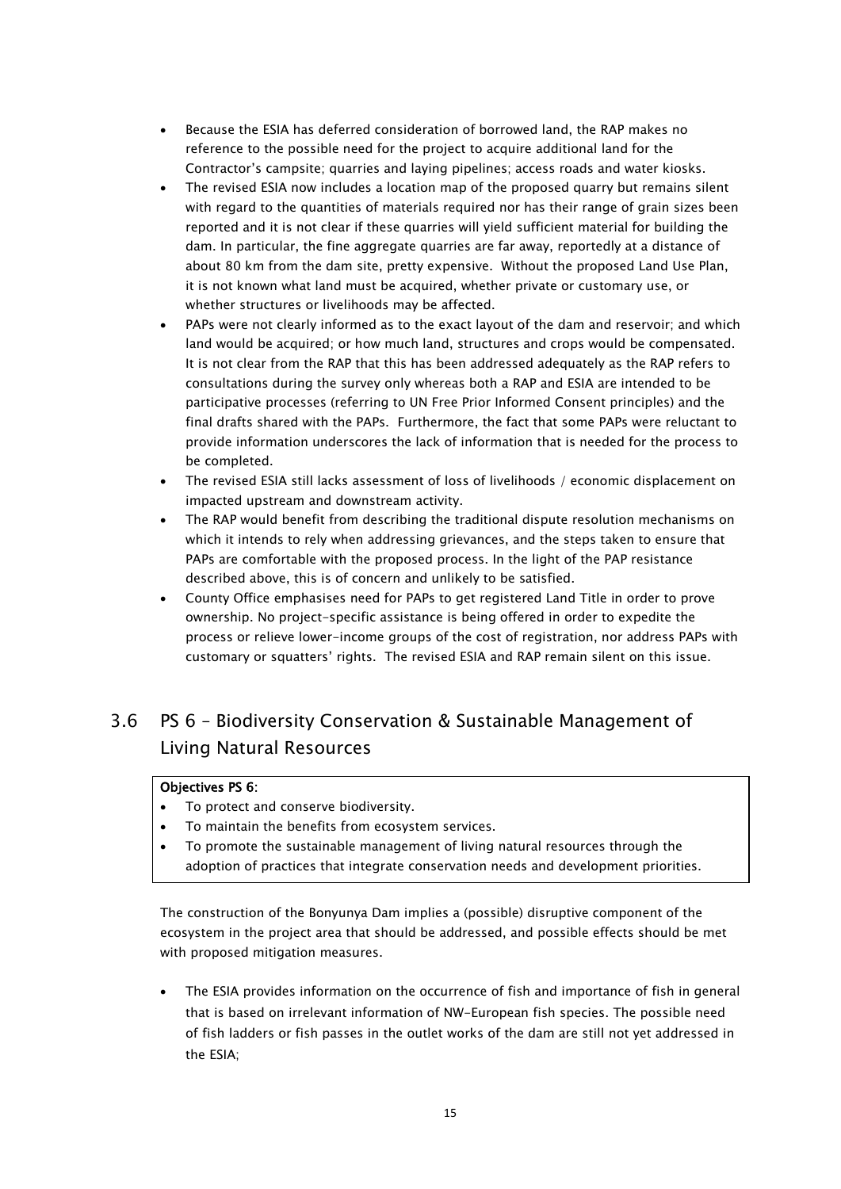- Because the ESIA has deferred consideration of borrowed land, the RAP makes no reference to the possible need for the project to acquire additional land for the Contractor's campsite; quarries and laying pipelines; access roads and water kiosks.
- The revised ESIA now includes a location map of the proposed quarry but remains silent with regard to the quantities of materials required nor has their range of grain sizes been reported and it is not clear if these quarries will yield sufficient material for building the dam. In particular, the fine aggregate quarries are far away, reportedly at a distance of about 80 km from the dam site, pretty expensive. Without the proposed Land Use Plan, it is not known what land must be acquired, whether private or customary use, or whether structures or livelihoods may be affected.
- PAPs were not clearly informed as to the exact layout of the dam and reservoir; and which land would be acquired; or how much land, structures and crops would be compensated. It is not clear from the RAP that this has been addressed adequately as the RAP refers to consultations during the survey only whereas both a RAP and ESIA are intended to be participative processes (referring to UN Free Prior Informed Consent principles) and the final drafts shared with the PAPs. Furthermore, the fact that some PAPs were reluctant to provide information underscores the lack of information that is needed for the process to be completed.
- The revised ESIA still lacks assessment of loss of livelihoods / economic displacement on impacted upstream and downstream activity.
- The RAP would benefit from describing the traditional dispute resolution mechanisms on which it intends to rely when addressing grievances, and the steps taken to ensure that PAPs are comfortable with the proposed process. In the light of the PAP resistance described above, this is of concern and unlikely to be satisfied.
- County Office emphasises need for PAPs to get registered Land Title in order to prove ownership. No project-specific assistance is being offered in order to expedite the process or relieve lower-income groups of the cost of registration, nor address PAPs with customary or squatters' rights. The revised ESIA and RAP remain silent on this issue.

## 3.6 PS 6 – Biodiversity Conservation & Sustainable Management of Living Natural Resources

**Objectives PS 6:**

- To protect and conserve biodiversity.
- To maintain the benefits from ecosystem services.
- To promote the sustainable management of living natural resources through the adoption of practices that integrate conservation needs and development priorities.

The construction of the Bonyunya Dam implies a (possible) disruptive component of the ecosystem in the project area that should be addressed, and possible effects should be met with proposed mitigation measures.

- The ESIA provides information on the occurrence of fish and importance of fish in general that is based on irrelevant information of NW-European fish species. The possible need of fish ladders or fish passes in the outlet works of the dam are still not yet addressed in the ESIA;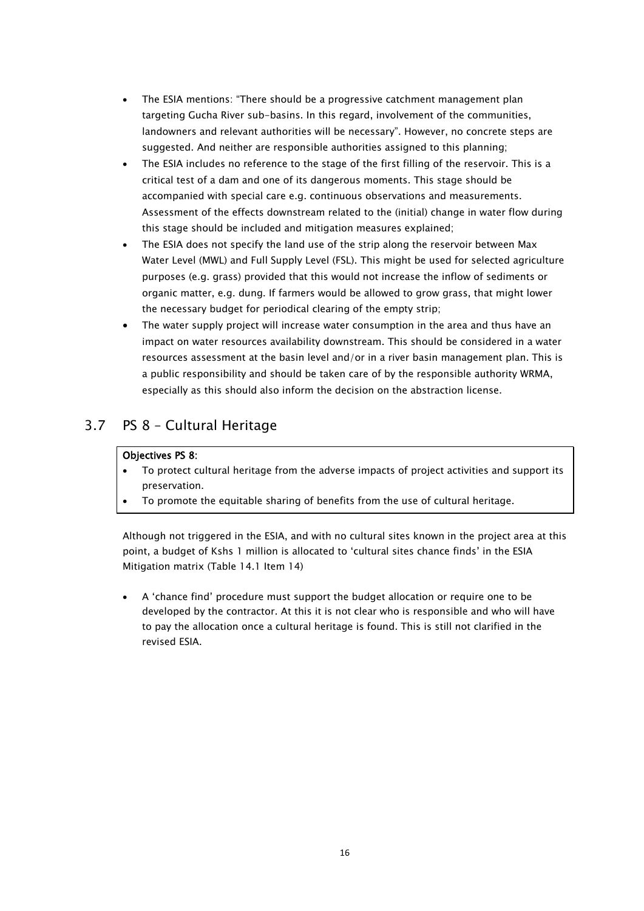- The ESIA mentions: "There should be a progressive catchment management plan targeting Gucha River sub-basins. In this regard, involvement of the communities, landowners and relevant authorities will be necessary". However, no concrete steps are suggested. And neither are responsible authorities assigned to this planning;
- The ESIA includes no reference to the stage of the first filling of the reservoir. This is a critical test of a dam and one of its dangerous moments. This stage should be accompanied with special care e.g. continuous observations and measurements. Assessment of the effects downstream related to the (initial) change in water flow during this stage should be included and mitigation measures explained;
- The ESIA does not specify the land use of the strip along the reservoir between Max Water Level (MWL) and Full Supply Level (FSL). This might be used for selected agriculture purposes (e.g. grass) provided that this would not increase the inflow of sediments or organic matter, e.g. dung. If farmers would be allowed to grow grass, that might lower the necessary budget for periodical clearing of the empty strip;
- The water supply project will increase water consumption in the area and thus have an impact on water resources availability downstream. This should be considered in a water resources assessment at the basin level and/or in a river basin management plan. This is a public responsibility and should be taken care of by the responsible authority WRMA, especially as this should also inform the decision on the abstraction license.

## 3.7 PS 8 – Cultural Heritage

**Objectives PS 8:**

- To protect cultural heritage from the adverse impacts of project activities and support its preservation.
- To promote the equitable sharing of benefits from the use of cultural heritage.

Although not triggered in the ESIA, and with no cultural sites known in the project area at this point, a budget of Kshs 1 million is allocated to 'cultural sites chance finds' in the ESIA Mitigation matrix (Table 14.1 Item 14)

- A 'chance find' procedure must support the budget allocation or require one to be developed by the contractor. At this it is not clear who is responsible and who will have to pay the allocation once a cultural heritage is found. This is still not clarified in the revised ESIA.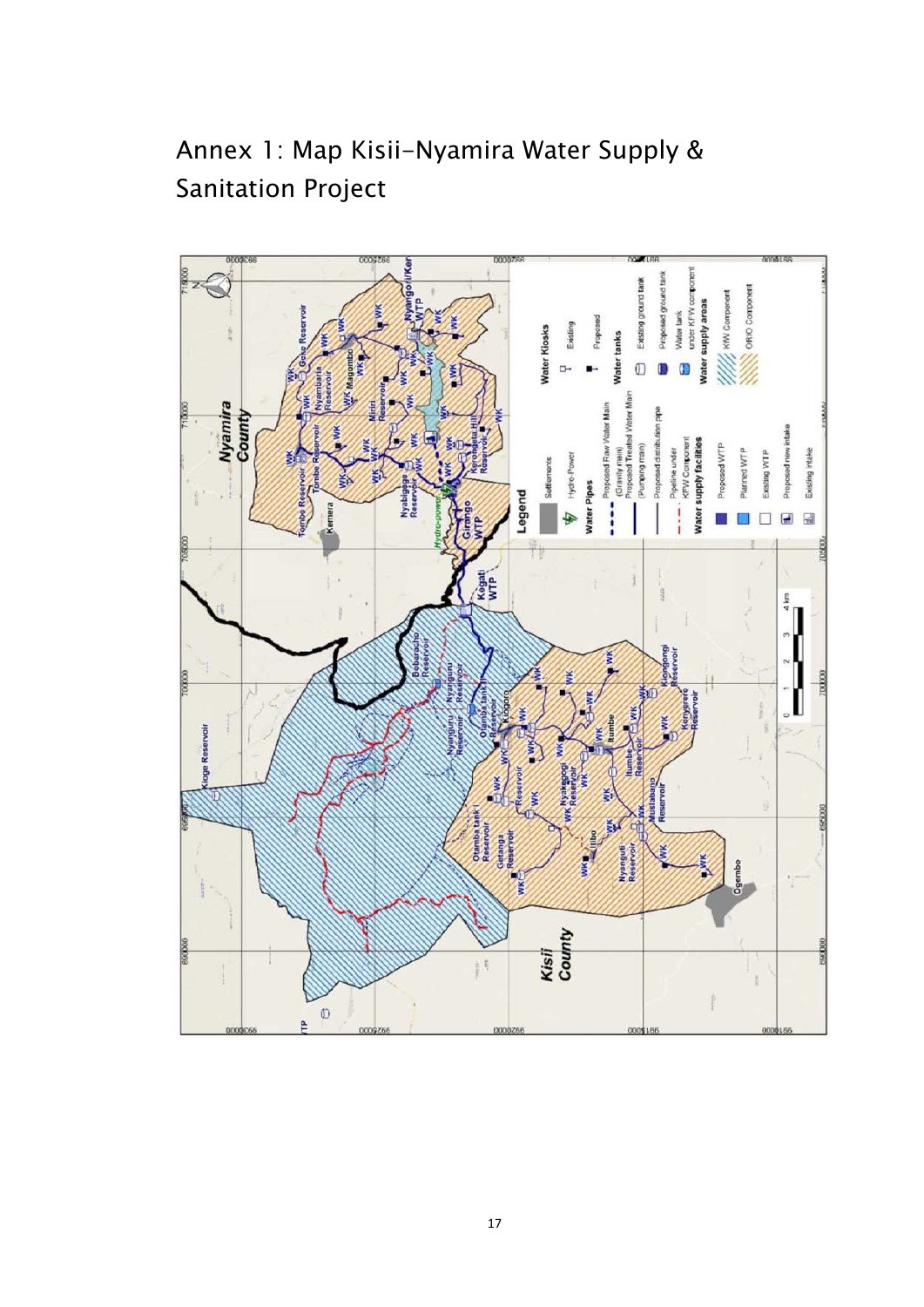# Annex 1: Map Kisii-Nyamira Water Supply & Sanitation Project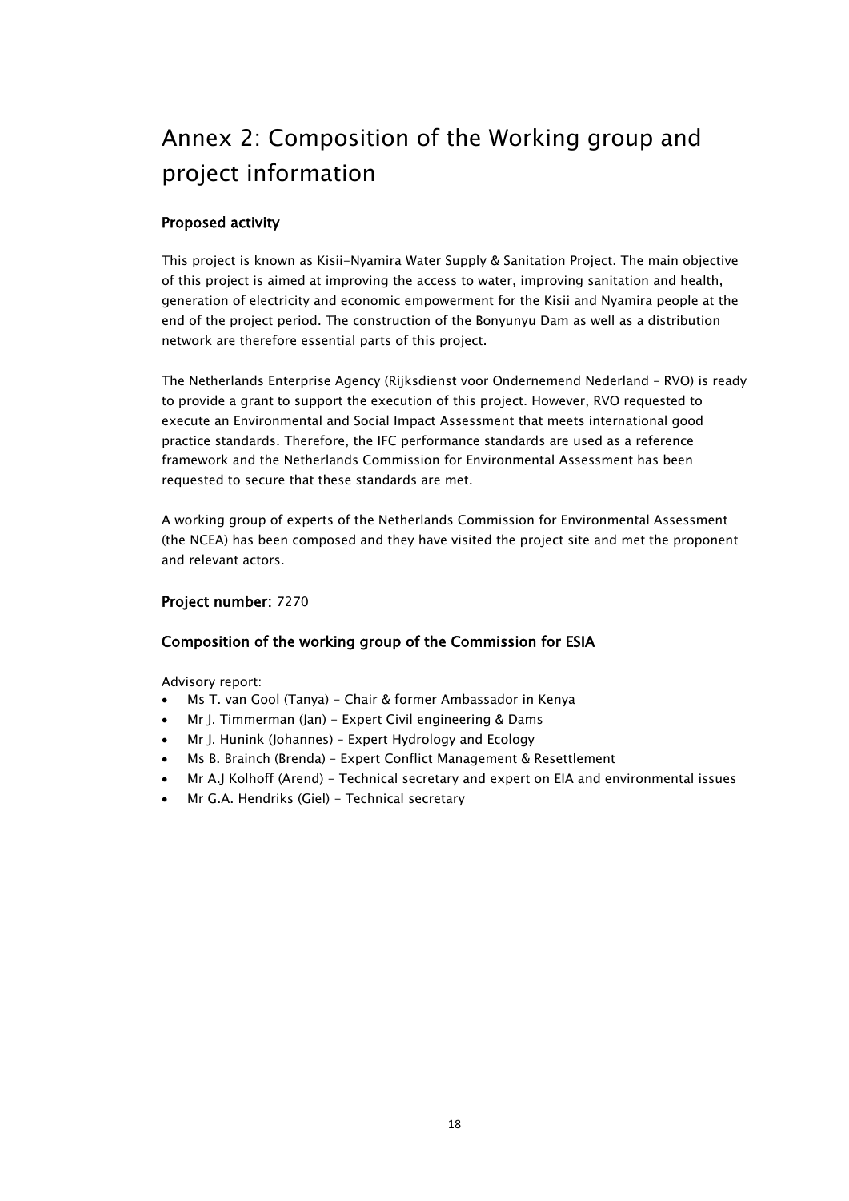# Annex 2: Composition of the Working group and project information

### Proposed activity

This project is known as Kisii-Nyamira Water Supply & Sanitation Project. The main objective of this project is aimed at improving the access to water, improving sanitation and health, generation of electricity and economic empowerment for the Kisii and Nyamira people at the end of the project period. The construction of the Bonyunyu Dam as well as a distribution network are therefore essential parts of this project.

The Netherlands Enterprise Agency (Rijksdienst voor Ondernemend Nederland – RVO) is ready to provide a grant to support the execution of this project. However, RVO requested to execute an Environmental and Social Impact Assessment that meets international good practice standards. Therefore, the IFC performance standards are used as a reference framework and the Netherlands Commission for Environmental Assessment has been requested to secure that these standards are met.

A working group of experts of the Netherlands Commission for Environmental Assessment (the NCEA) has been composed and they have visited the project site and met the proponent and relevant actors.

**Project number:** 7270

### Composition of the working group of the Commission for ESIA

Advisory report:

- Ms T. van Gool (Tanya) - Chair & former Ambassador in Kenya
- Mr J. Timmerman (Jan) - Expert Civil engineering & Dams
- Mr J. Hunink (Johannes) – Expert Hydrology and Ecology
- Ms B. Brainch (Brenda) – Expert Conflict Management & Resettlement
- Mr A.J Kolhoff (Arend) - Technical secretary and expert on EIA and environmental issues
- Mr G.A. Hendriks (Giel) - Technical secretary